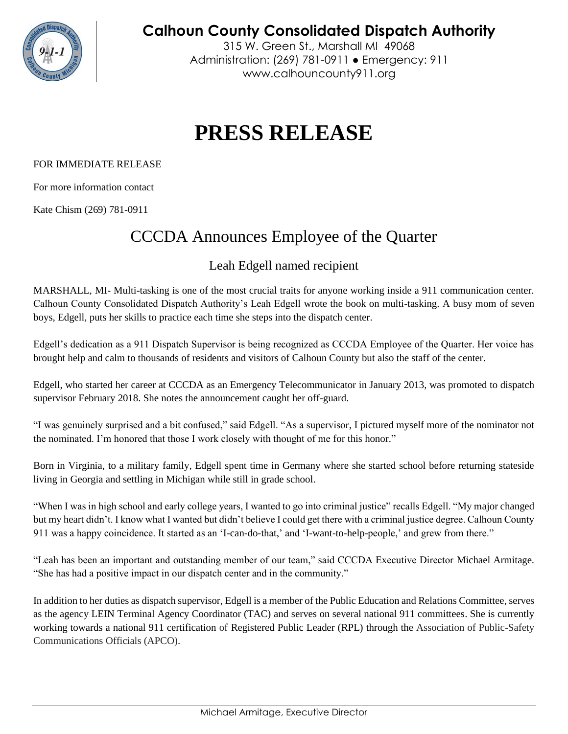# Calhoun County Consolidated Dispatch Authority

315 W. Green St., Marshall MI 49068
Administration: (269) 781-0911 ● Emergency: 911
www.calhouncounty911.org

# PRESS RELEASE

FOR IMMEDIATE RELEASE

For more information contact

Kate Chism (269) 781-0911

## CCCDA Announces Employee of the Quarter

### Leah Edgell named recipient

MARSHALL, MI- Multi-tasking is one of the most crucial traits for anyone working inside a 911 communication center. Calhoun County Consolidated Dispatch Authority's Leah Edgell wrote the book on multi-tasking. A busy mom of seven boys, Edgell, puts her skills to practice each time she steps into the dispatch center.

Edgell's dedication as a 911 Dispatch Supervisor is being recognized as CCCDA Employee of the Quarter. Her voice has brought help and calm to thousands of residents and visitors of Calhoun County but also the staff of the center.

Edgell, who started her career at CCCDA as an Emergency Telecommunicator in January 2013, was promoted to dispatch supervisor February 2018. She notes the announcement caught her off-guard.

"I was genuinely surprised and a bit confused," said Edgell. "As a supervisor, I pictured myself more of the nominator not the nominated. I'm honored that those I work closely with thought of me for this honor."

Born in Virginia, to a military family, Edgell spent time in Germany where she started school before returning stateside living in Georgia and settling in Michigan while still in grade school.

"When I was in high school and early college years, I wanted to go into criminal justice" recalls Edgell. "My major changed but my heart didn't. I know what I wanted but didn't believe I could get there with a criminal justice degree. Calhoun County 911 was a happy coincidence. It started as an 'I-can-do-that,' and 'I-want-to-help-people,' and grew from there."

"Leah has been an important and outstanding member of our team," said CCCDA Executive Director Michael Armitage. "She has had a positive impact in our dispatch center and in the community."

In addition to her duties as dispatch supervisor, Edgell is a member of the Public Education and Relations Committee, serves as the agency LEIN Terminal Agency Coordinator (TAC) and serves on several national 911 committees. She is currently working towards a national 911 certification of Registered Public Leader (RPL) through the Association of Public-Safety Communications Officials (APCO).

Michael Armitage, Executive Director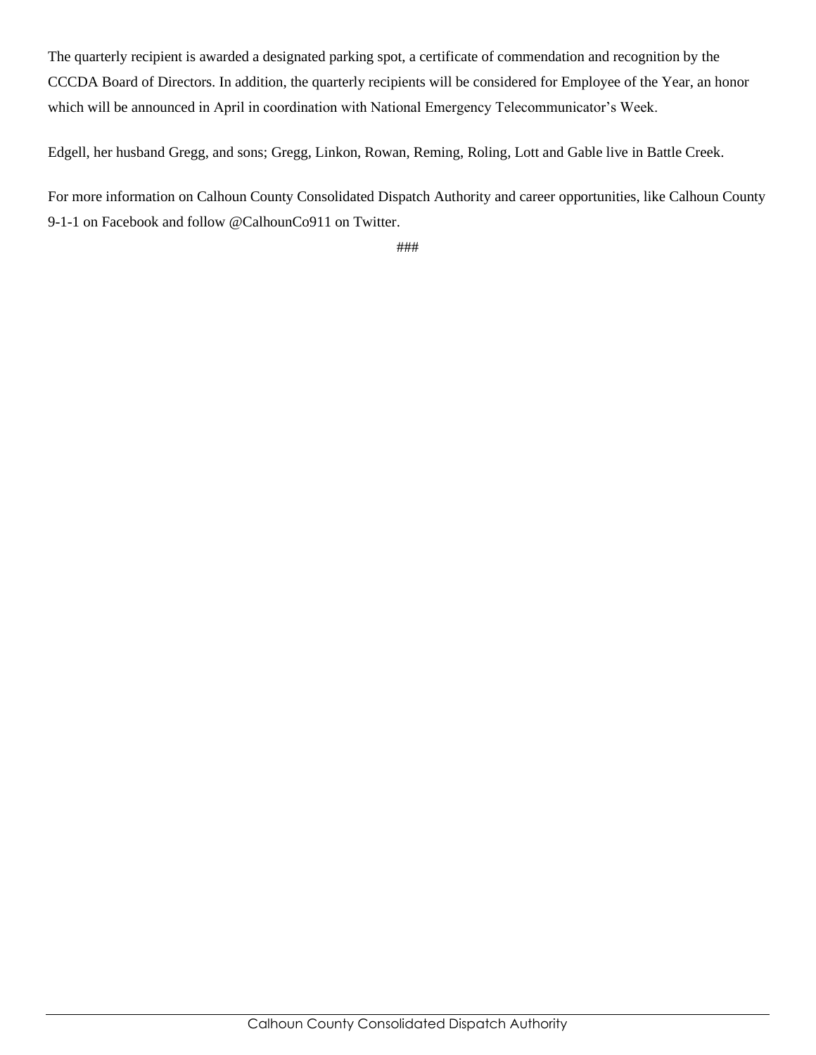The quarterly recipient is awarded a designated parking spot, a certificate of commendation and recognition by the CCCDA Board of Directors. In addition, the quarterly recipients will be considered for Employee of the Year, an honor which will be announced in April in coordination with National Emergency Telecommunicator's Week.

Edgell, her husband Gregg, and sons; Gregg, Linkon, Rowan, Reming, Roling, Lott and Gable live in Battle Creek.

For more information on Calhoun County Consolidated Dispatch Authority and career opportunities, like Calhoun County 9-1-1 on Facebook and follow @CalhounCo911 on Twitter.

###